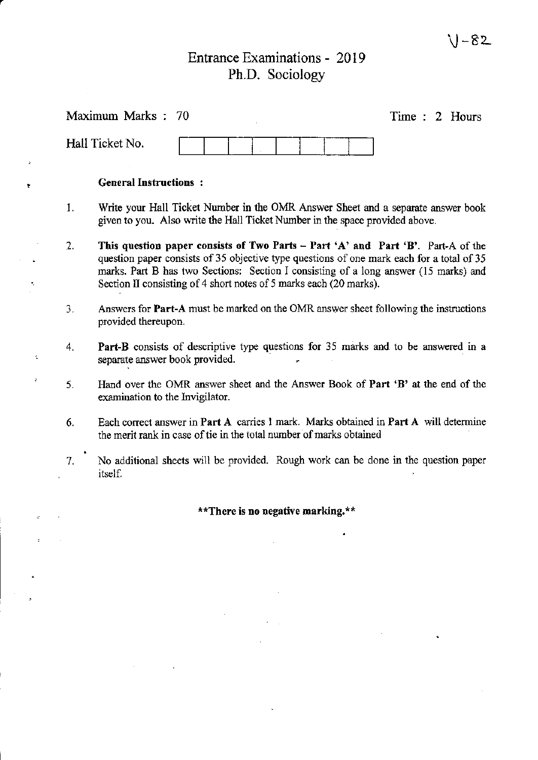V-82

# Entrance Examinations - 2019
## Ph.D. Sociology

Maximum Marks : 70 | Time : 2 Hours

Hall Ticket No. | | | | | | | | |

**General Instructions :**

1. Write your Hall Ticket Number in the OMR Answer Sheet and a separate answer book given to you. Also write the Hall Ticket Number in the space provided above.
2. **This question paper consists of Two Parts – Part 'A' and Part 'B'**. Part-A of the question paper consists of 35 objective type questions of one mark each for a total of 35 marks. Part B has two Sections: Section I consisting of a long answer (15 marks) and Section II consisting of 4 short notes of 5 marks each (20 marks).
3. Answers for **Part-A** must be marked on the OMR answer sheet following the instructions provided thereupon.
4. **Part-B** consists of descriptive type questions for 35 marks and to be answered in a separate answer book provided.
5. Hand over the OMR answer sheet and the Answer Book of **Part 'B'** at the end of the examination to the Invigilator.
6. Each correct answer in **Part A** carries 1 mark. Marks obtained in **Part A** will determine the merit rank in case of tie in the total number of marks obtained
7. No additional sheets will be provided. Rough work can be done in the question paper itself.

**\*\*There is no negative marking.\*\***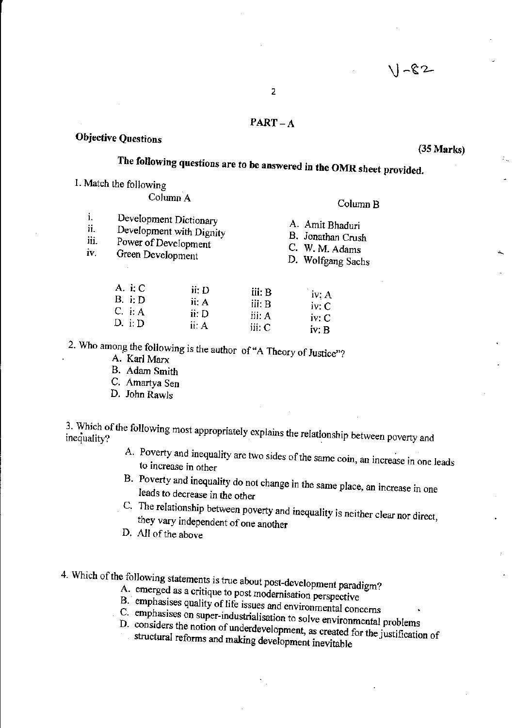V-82

## PART – A

**Objective Questions**

**(35 Marks)**

**The following questions are to be answered in the OMR sheet provided.**

1. Match the following

| | Column A | | Column B |
|---|---|---|---|
| i. | Development Dictionary | A. | Amit Bhaduri |
| ii. | Development with Dignity | B. | Jonathan Crush |
| iii. | Power of Development | C. | W. M. Adams |
| iv. | Green Development | D. | Wolfgang Sachs |

| | | | |
|---|---|---|---|
| A. i: C | ii: D | iii: B | iv: A |
| B. i: D | ii: A | iii: B | iv: C |
| C. i: A | ii: D | iii: A | iv: C |
| D. i: D | ii: A | iii: C | iv: B |

2. Who among the following is the author of "A Theory of Justice"?
   - A. Karl Marx
   - B. Adam Smith
   - C. Amartya Sen
   - D. John Rawls

3. Which of the following most appropriately explains the relationship between poverty and inequality?
   - A. Poverty and inequality are two sides of the same coin, an increase in one leads to increase in other
   - B. Poverty and inequality do not change in the same place, an increase in one leads to decrease in the other
   - C. The relationship between poverty and inequality is neither clear nor direct, they vary independent of one another
   - D. All of the above

4. Which of the following statements is true about post-development paradigm?
   - A. emerged as a critique to post modernisation perspective
   - B. emphasises quality of life issues and environmental concerns
   - C. emphasises on super-industrialisation to solve environmental problems
   - D. considers the notion of underdevelopment, as created for the justification of structural reforms and making development inevitable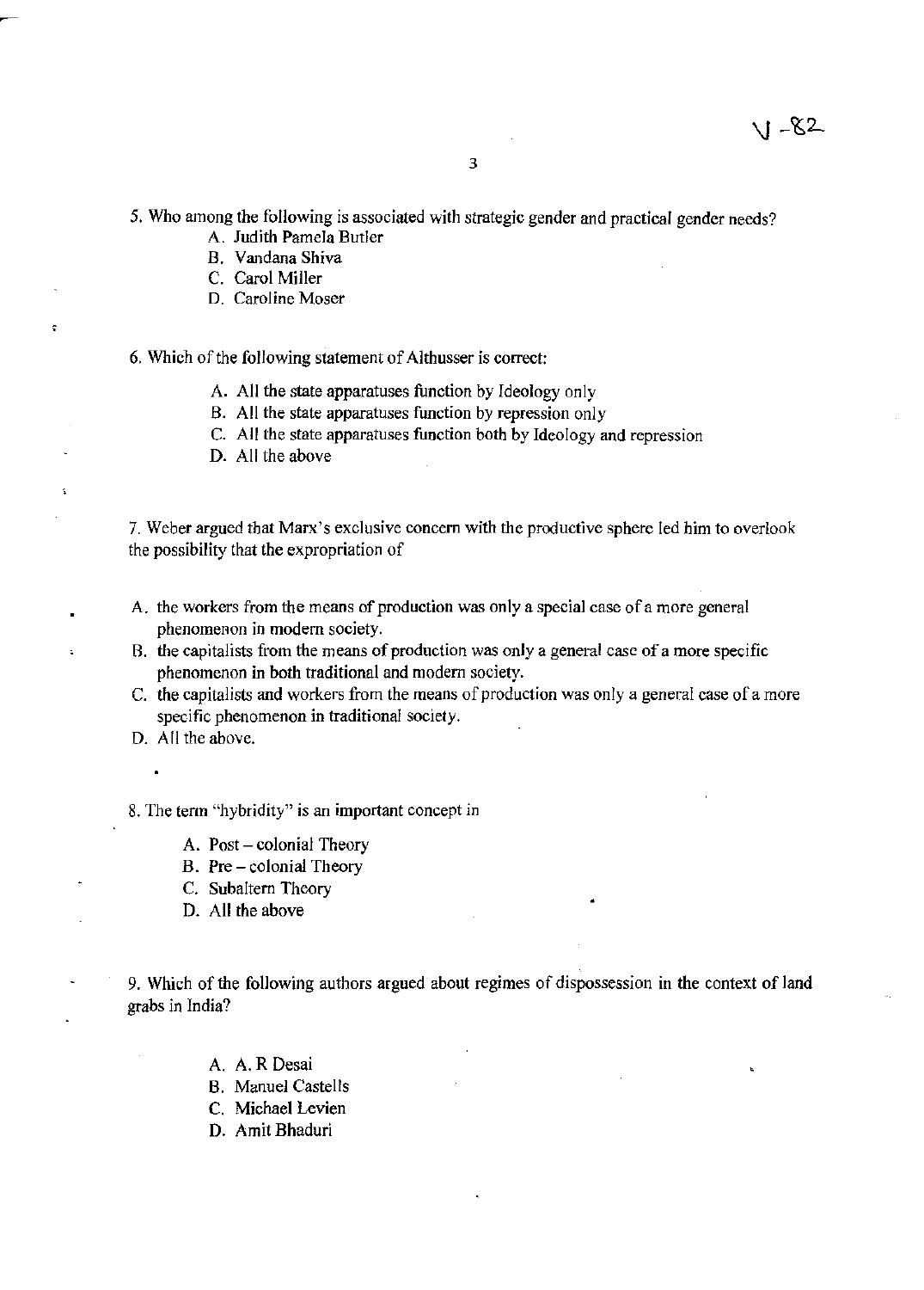5. Who among the following is associated with strategic gender and practical gender needs?

   A. Judith Pamela Butler
   B. Vandana Shiva
   C. Carol Miller
   D. Caroline Moser

6. Which of the following statement of Althusser is correct:

   A. All the state apparatuses function by Ideology only
   B. All the state apparatuses function by repression only
   C. All the state apparatuses function both by Ideology and repression
   D. All the above

7. Weber argued that Marx's exclusive concern with the productive sphere led him to overlook the possibility that the expropriation of

   A. the workers from the means of production was only a special case of a more general phenomenon in modern society.
   B. the capitalists from the means of production was only a general case of a more specific phenomenon in both traditional and modern society.
   C. the capitalists and workers from the means of production was only a general case of a more specific phenomenon in traditional society.
   D. All the above.

8. The term "hybridity" is an important concept in

   A. Post – colonial Theory
   B. Pre – colonial Theory
   C. Subaltern Theory
   D. All the above

9. Which of the following authors argued about regimes of dispossession in the context of land grabs in India?

   A. A. R Desai
   B. Manuel Castells
   C. Michael Levien
   D. Amit Bhaduri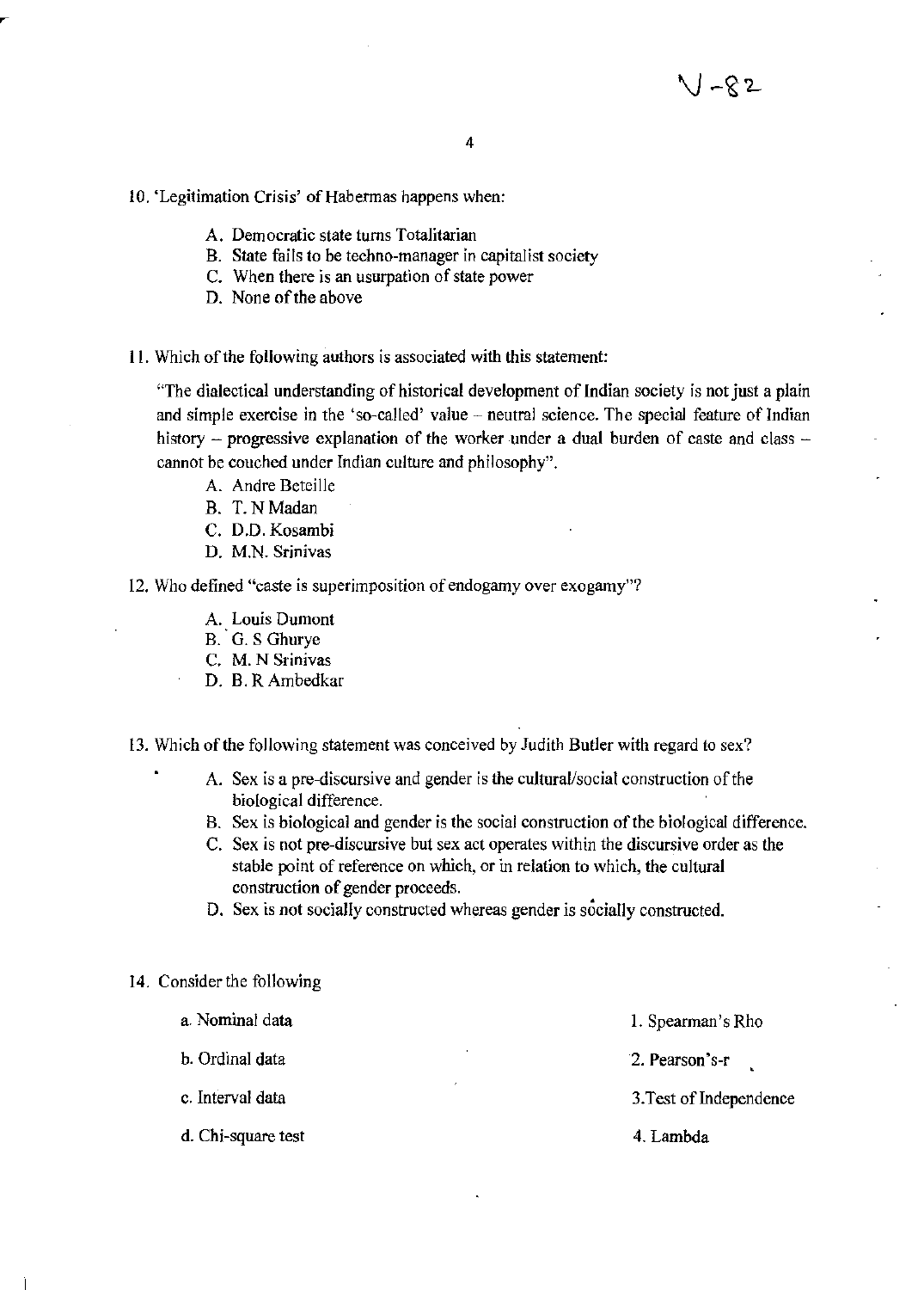10. 'Legitimation Crisis' of Habermas happens when:

    A. Democratic state turns Totalitarian
    B. State fails to be techno-manager in capitalist society
    C. When there is an usurpation of state power
    D. None of the above

11. Which of the following authors is associated with this statement:

    "The dialectical understanding of historical development of Indian society is not just a plain and simple exercise in the 'so-called' value – neutral science. The special feature of Indian history – progressive explanation of the worker under a dual burden of caste and class – cannot be couched under Indian culture and philosophy".

    A. Andre Beteille
    B. T. N Madan
    C. D.D. Kosambi
    D. M.N. Srinivas

12. Who defined "caste is superimposition of endogamy over exogamy"?

    A. Louis Dumont
    B. G. S Ghurye
    C. M. N Srinivas
    D. B. R Ambedkar

13. Which of the following statement was conceived by Judith Butler with regard to sex?

    A. Sex is a pre-discursive and gender is the cultural/social construction of the biological difference.
    B. Sex is biological and gender is the social construction of the biological difference.
    C. Sex is not pre-discursive but sex act operates within the discursive order as the stable point of reference on which, or in relation to which, the cultural construction of gender proceeds.
    D. Sex is not socially constructed whereas gender is socially constructed.

14. Consider the following

| | |
|---|---|
| a. Nominal data | 1. Spearman's Rho |
| b. Ordinal data | 2. Pearson's-r |
| c. Interval data | 3. Test of Independence |
| d. Chi-square test | 4. Lambda |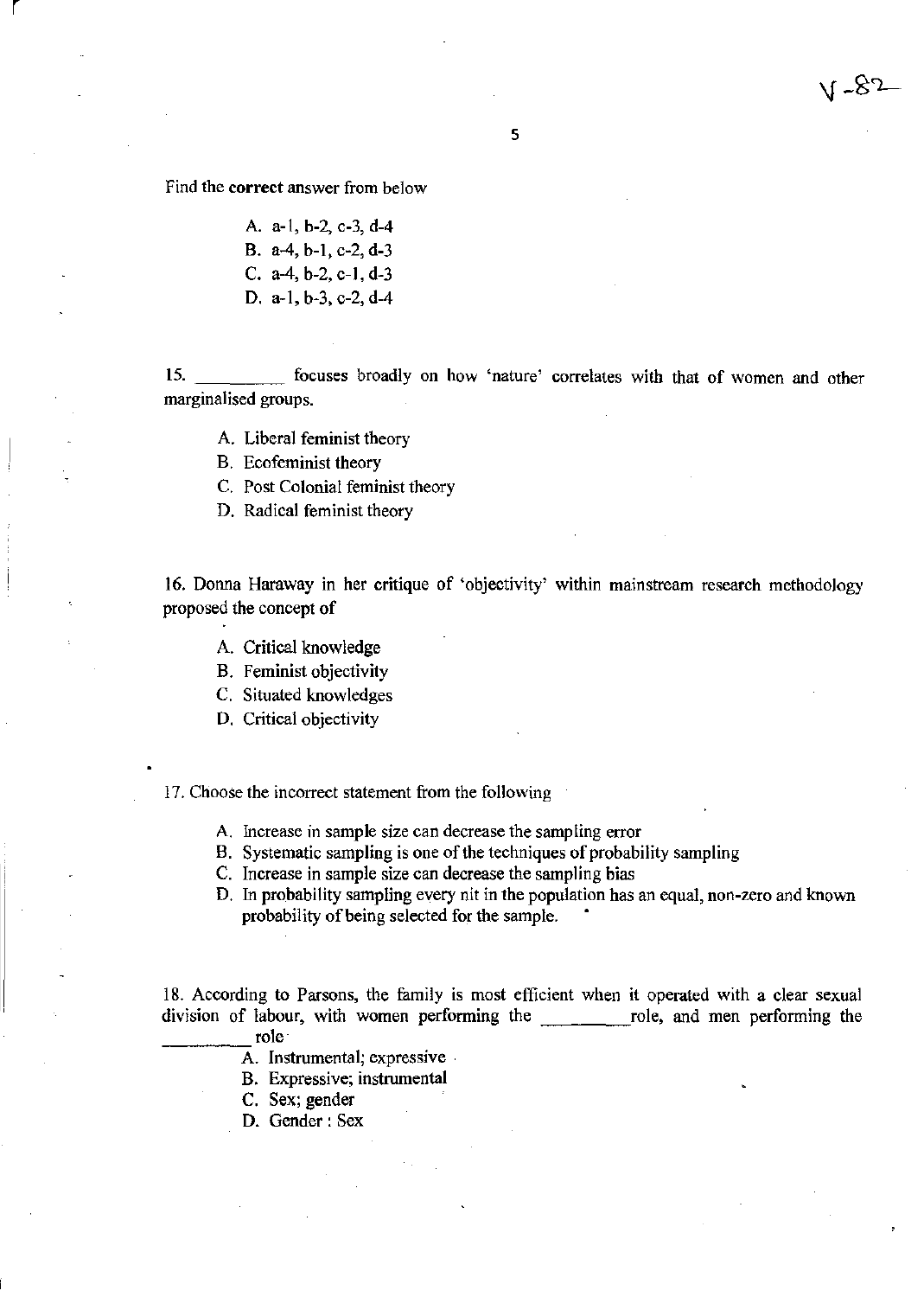Find the **correct** answer from below

A. a-1, b-2, c-3, d-4
B. a-4, b-1, c-2, d-3
C. a-4, b-2, c-1, d-3
D. a-1, b-3, c-2, d-4

15. _________ focuses broadly on how 'nature' correlates with that of women and other marginalised groups.

A. Liberal feminist theory
B. Ecofeminist theory
C. Post Colonial feminist theory
D. Radical feminist theory

16. Donna Haraway in her critique of 'objectivity' within mainstream research methodology proposed the concept of

A. Critical knowledge
B. Feminist objectivity
C. Situated knowledges
D. Critical objectivity

17. Choose the incorrect statement from the following

A. Increase in sample size can decrease the sampling error
B. Systematic sampling is one of the techniques of probability sampling
C. Increase in sample size can decrease the sampling bias
D. In probability sampling every nit in the population has an equal, non-zero and known probability of being selected for the sample.

18. According to Parsons, the family is most efficient when it operated with a clear sexual division of labour, with women performing the _________ role, and men performing the _________ role

A. Instrumental; expressive
B. Expressive; instrumental
C. Sex; gender
D. Gender : Sex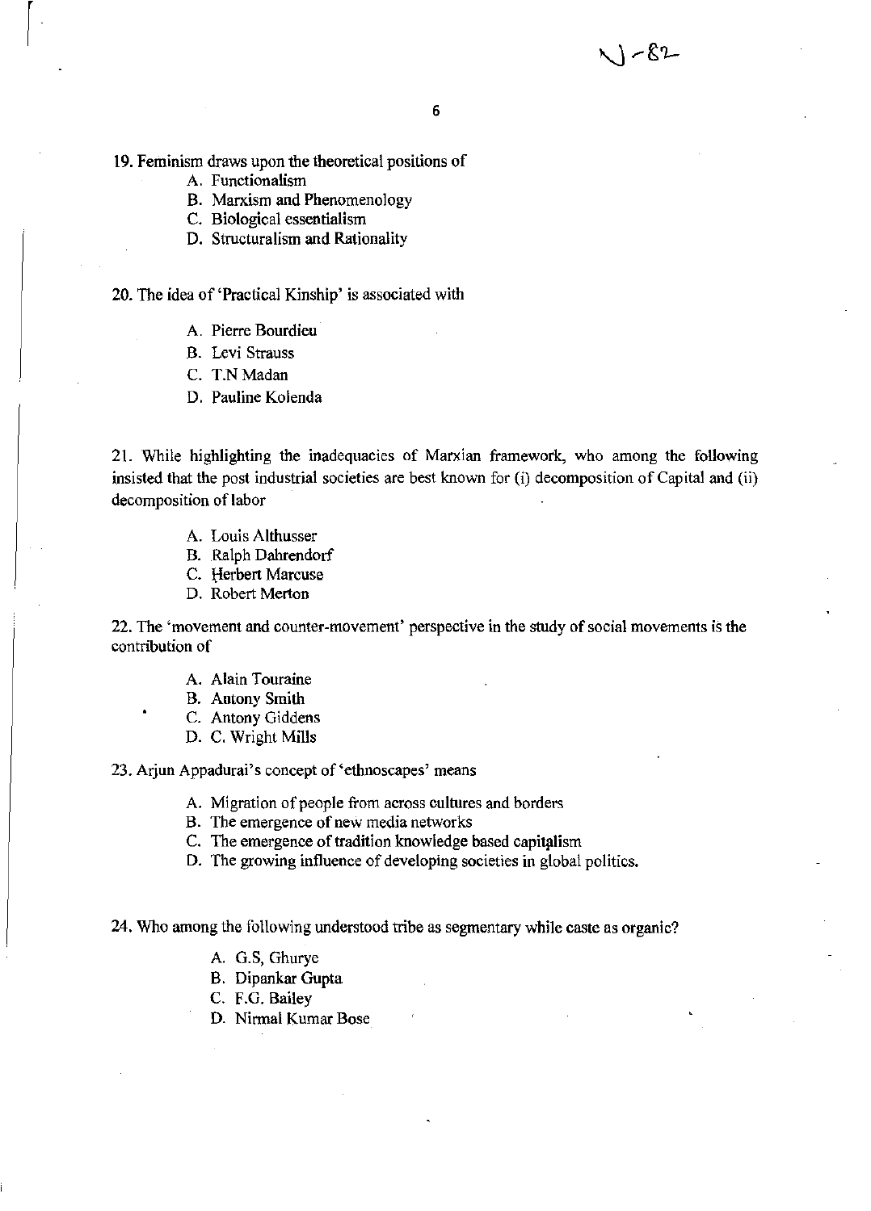19. Feminism draws upon the theoretical positions of

A. Functionalism
B. Marxism and Phenomenology
C. Biological essentialism
D. Structuralism and Rationality

20. The idea of 'Practical Kinship' is associated with

A. Pierre Bourdieu
B. Levi Strauss
C. T.N Madan
D. Pauline Kolenda

21. While highlighting the inadequacies of Marxian framework, who among the following insisted that the post industrial societies are best known for (i) decomposition of Capital and (ii) decomposition of labor

A. Louis Althusser
B. Ralph Dahrendorf
C. Herbert Marcuse
D. Robert Merton

22. The 'movement and counter-movement' perspective in the study of social movements is the contribution of

A. Alain Touraine
B. Antony Smith
C. Antony Giddens
D. C. Wright Mills

23. Arjun Appadurai's concept of 'ethnoscapes' means

A. Migration of people from across cultures and borders
B. The emergence of new media networks
C. The emergence of tradition knowledge based capitalism
D. The growing influence of developing societies in global politics.

24. Who among the following understood tribe as segmentary while caste as organic?

A. G.S, Ghurye
B. Dipankar Gupta
C. F.G. Bailey
D. Nirmal Kumar Bose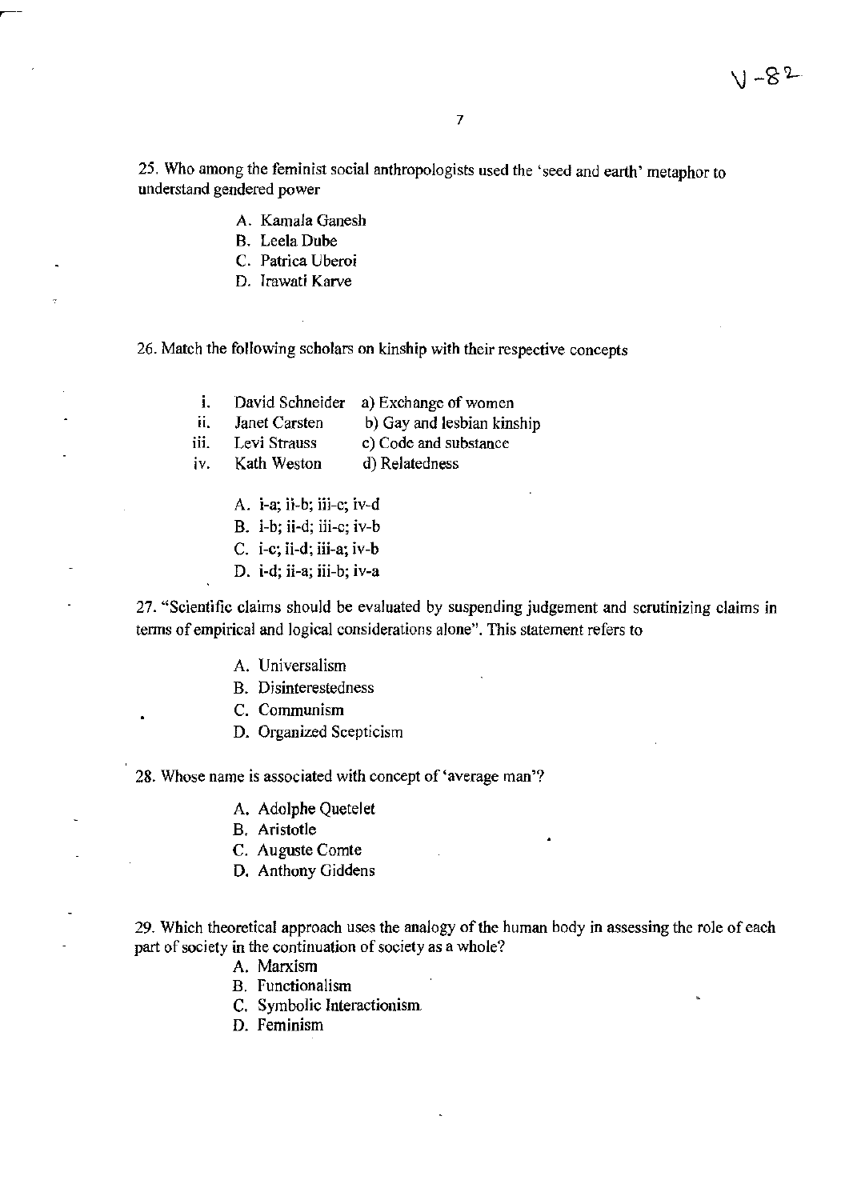25. Who among the feminist social anthropologists used the 'seed and earth' metaphor to understand gendered power

A. Kamala Ganesh
B. Leela Dube
C. Patrica Uberoi
D. Irawati Karve

26. Match the following scholars on kinship with their respective concepts

| | | |
|---|---|---|
| i. | David Schneider | a) Exchange of women |
| ii. | Janet Carsten | b) Gay and lesbian kinship |
| iii. | Levi Strauss | c) Code and substance |
| iv. | Kath Weston | d) Relatedness |

A. i-a; ii-b; iii-c; iv-d
B. i-b; ii-d; iii-c; iv-b
C. i-c; ii-d; iii-a; iv-b
D. i-d; ii-a; iii-b; iv-a

27. "Scientific claims should be evaluated by suspending judgement and scrutinizing claims in terms of empirical and logical considerations alone". This statement refers to

A. Universalism
B. Disinterestedness
C. Communism
D. Organized Scepticism

28. Whose name is associated with concept of 'average man'?

A. Adolphe Quetelet
B. Aristotle
C. Auguste Comte
D. Anthony Giddens

29. Which theoretical approach uses the analogy of the human body in assessing the role of each part of society in the continuation of society as a whole?

A. Marxism
B. Functionalism
C. Symbolic Interactionism
D. Feminism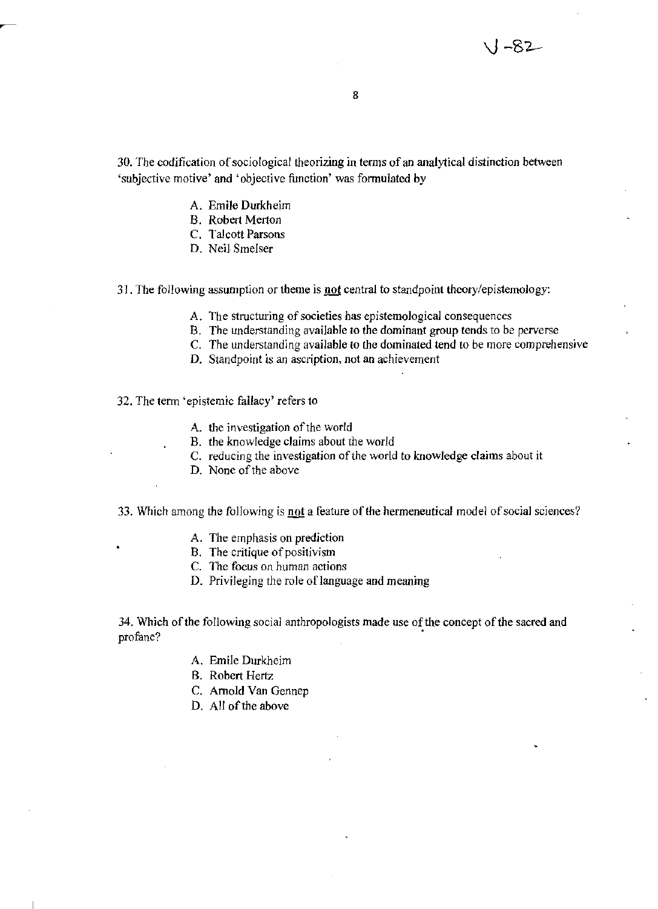30. The codification of sociological theorizing in terms of an analytical distinction between 'subjective motive' and 'objective function' was formulated by

- A. Emile Durkheim
- B. Robert Merton
- C. Talcott Parsons
- D. Neil Smelser

31. The following assumption or theme is **not** central to standpoint theory/epistemology:

- A. The structuring of societies has epistemological consequences
- B. The understanding available to the dominant group tends to be perverse
- C. The understanding available to the dominated tend to be more comprehensive
- D. Standpoint is an ascription, not an achievement

32. The term 'epistemic fallacy' refers to

- A. the investigation of the world
- B. the knowledge claims about the world
- C. reducing the investigation of the world to knowledge claims about it
- D. None of the above

33. Which among the following is **not** a feature of the hermeneutical model of social sciences?

- A. The emphasis on prediction
- B. The critique of positivism
- C. The focus on human actions
- D. Privileging the role of language and meaning

34. Which of the following social anthropologists made use of the concept of the sacred and profane?

- A. Emile Durkheim
- B. Robert Hertz
- C. Arnold Van Gennep
- D. All of the above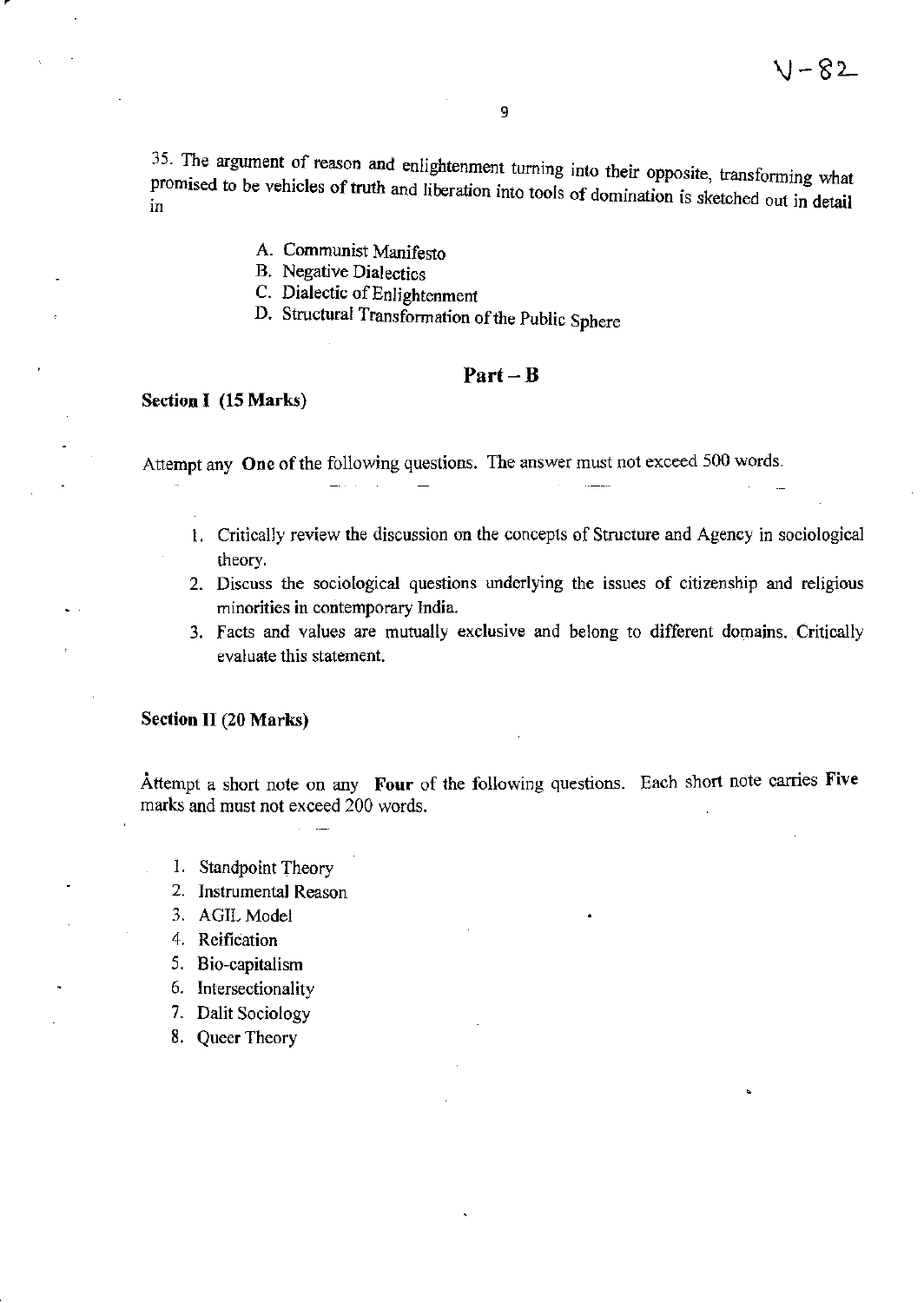35. The argument of reason and enlightenment turning into their opposite, transforming what promised to be vehicles of truth and liberation into tools of domination is sketched out in detail in

A. Communist Manifesto
B. Negative Dialectics
C. Dialectic of Enlightenment
D. Structural Transformation of the Public Sphere

## Part – B

### Section I (15 Marks)

Attempt any **One** of the following questions. The answer must not exceed 500 words.

1. Critically review the discussion on the concepts of Structure and Agency in sociological theory.
2. Discuss the sociological questions underlying the issues of citizenship and religious minorities in contemporary India.
3. Facts and values are mutually exclusive and belong to different domains. Critically evaluate this statement.

### Section II (20 Marks)

Attempt a short note on any **Four** of the following questions. Each short note carries **Five** marks and must not exceed 200 words.

1. Standpoint Theory
2. Instrumental Reason
3. AGIL Model
4. Reification
5. Bio-capitalism
6. Intersectionality
7. Dalit Sociology
8. Queer Theory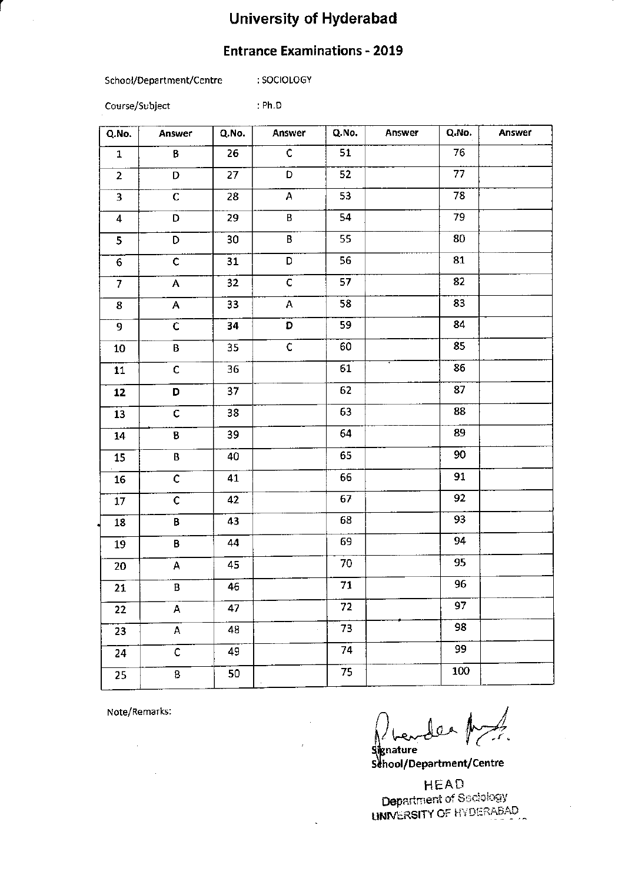# University of Hyderabad

## Entrance Examinations - 2019

School/Department/Centre : SOCIOLOGY

Course/Subject : Ph.D

| Q.No. | Answer | Q.No. | Answer | Q.No. | Answer | Q.No. | Answer |
|---|---|---|---|---|---|---|---|
| 1 | B | 26 | C | 51 | | 76 | |
| 2 | D | 27 | D | 52 | | 77 | |
| 3 | C | 28 | A | 53 | | 78 | |
| 4 | D | 29 | B | 54 | | 79 | |
| 5 | D | 30 | B | 55 | | 80 | |
| 6 | C | 31 | D | 56 | | 81 | |
| 7 | A | 32 | C | 57 | | 82 | |
| 8 | A | 33 | A | 58 | | 83 | |
| 9 | C | 34 | D | 59 | | 84 | |
| 10 | B | 35 | C | 60 | | 85 | |
| 11 | C | 36 | | 61 | | 86 | |
| 12 | D | 37 | | 62 | | 87 | |
| 13 | C | 38 | | 63 | | 88 | |
| 14 | B | 39 | | 64 | | 89 | |
| 15 | B | 40 | | 65 | | 90 | |
| 16 | C | 41 | | 66 | | 91 | |
| 17 | C | 42 | | 67 | | 92 | |
| 18 | B | 43 | | 68 | | 93 | |
| 19 | B | 44 | | 69 | | 94 | |
| 20 | A | 45 | | 70 | | 95 | |
| 21 | B | 46 | | 71 | | 96 | |
| 22 | A | 47 | | 72 | | 97 | |
| 23 | A | 48 | | 73 | | 98 | |
| 24 | C | 49 | | 74 | | 99 | |
| 25 | B | 50 | | 75 | | 100 | |

Note/Remarks:

Signature
School/Department/Centre

HEAD
Department of Sociology
UNIVERSITY OF HYDERABAD